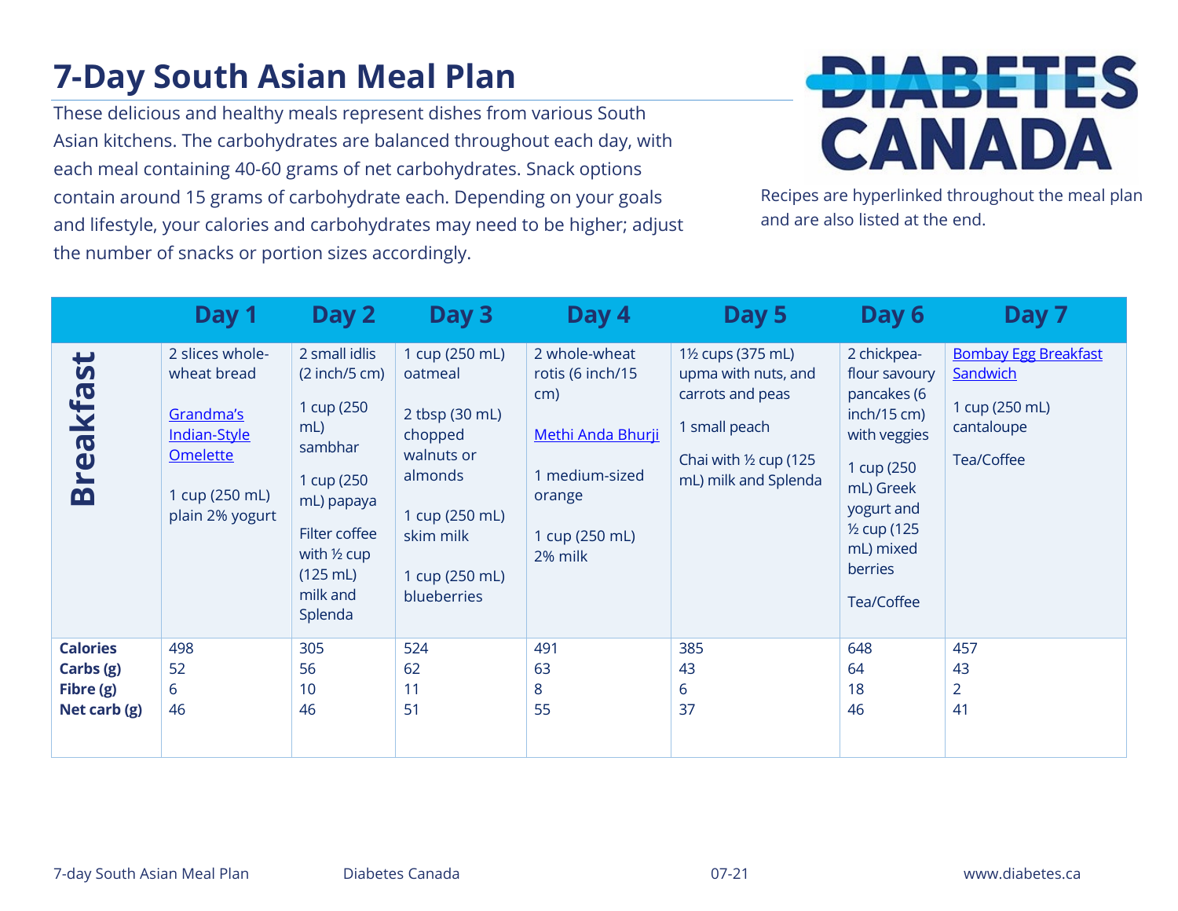# 7-Day South Asian Meal Plan

These delicious and healthy meals represent dishes from various South Asian kitchens. The carbohydrates are balanced throughout each day, with each meal containing 40-60 grams of net carbohydrates. Snack options contain around 15 grams of carbohydrate each. Depending on your goals and lifestyle, your calories and carbohydrates may need to be higher; adjust the number of snacks or portion sizes accordingly.

DIABETES CANADA

Recipes are hyperlinked throughout the meal plan and are also listed at the end.

| | Day 1 | Day 2 | Day 3 | Day 4 | Day 5 | Day 6 | Day 7 |
|---|---|---|---|---|---|---|---|
| **Breakfast** | 2 slices whole-wheat bread<br><br>Grandma's Indian-Style Omelette<br><br>1 cup (250 mL) plain 2% yogurt | 2 small idlis (2 inch/5 cm)<br><br>1 cup (250 mL) sambhar<br><br>1 cup (250 mL) papaya<br><br>Filter coffee with ½ cup (125 mL) milk and Splenda | 1 cup (250 mL) oatmeal<br><br>2 tbsp (30 mL) chopped walnuts or almonds<br><br>1 cup (250 mL) skim milk<br><br>1 cup (250 mL) blueberries | 2 whole-wheat rotis (6 inch/15 cm)<br><br>Methi Anda Bhurji<br><br>1 medium-sized orange<br><br>1 cup (250 mL) 2% milk | 1½ cups (375 mL) upma with nuts, and carrots and peas<br><br>1 small peach<br><br>Chai with ½ cup (125 mL) milk and Splenda | 2 chickpea-flour savoury pancakes (6 inch/15 cm) with veggies<br><br>1 cup (250 mL) Greek yogurt and ½ cup (125 mL) mixed berries<br><br>Tea/Coffee | Bombay Egg Breakfast Sandwich<br><br>1 cup (250 mL) cantaloupe<br><br>Tea/Coffee |
| **Calories**<br>**Carbs (g)**<br>**Fibre (g)**<br>**Net carb (g)** | 498<br>52<br>6<br>46 | 305<br>56<br>10<br>46 | 524<br>62<br>11<br>51 | 491<br>63<br>8<br>55 | 385<br>43<br>6<br>37 | 648<br>64<br>18<br>46 | 457<br>43<br>2<br>41 |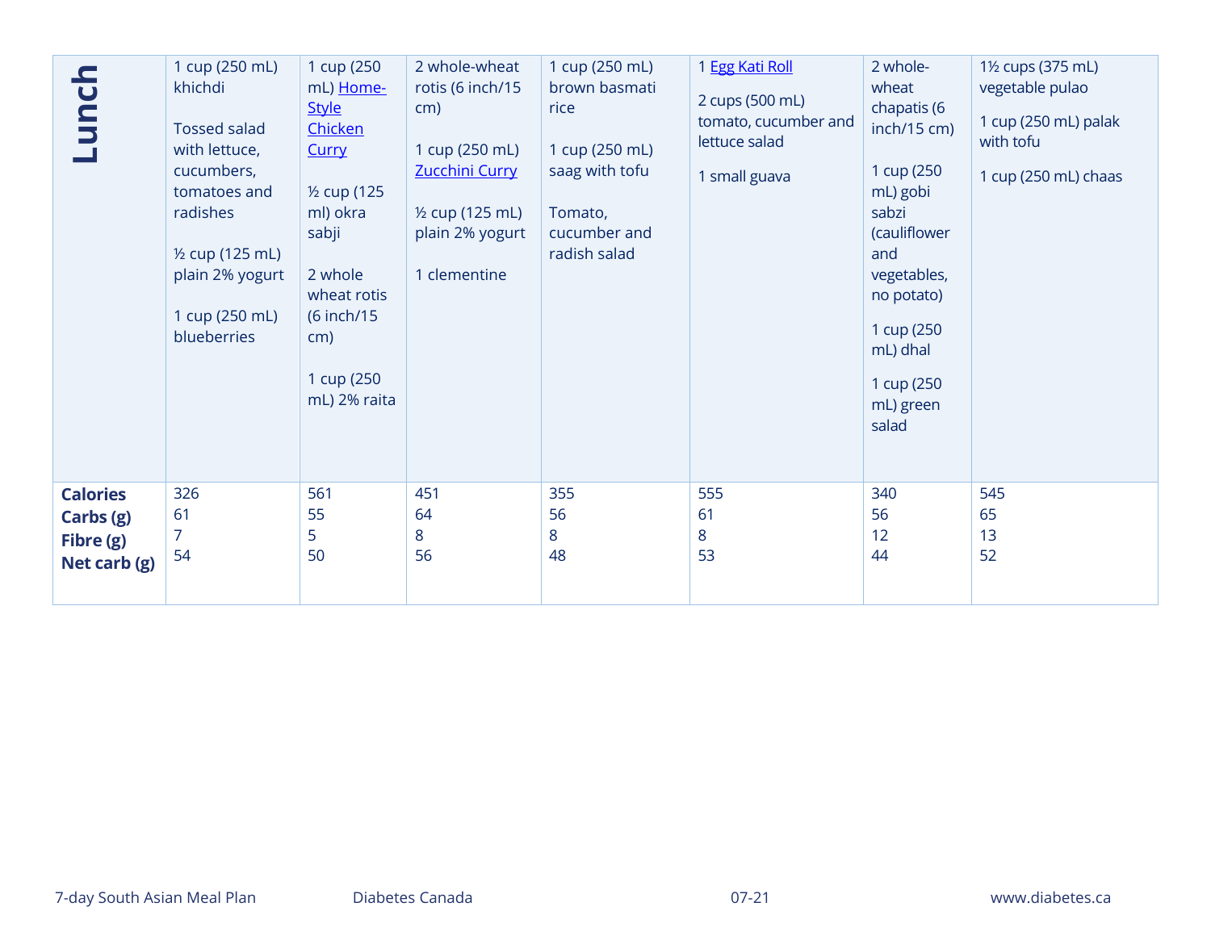| Lunch | 1 cup (250 mL) khichdi<br><br>Tossed salad with lettuce, cucumbers, tomatoes and radishes<br><br>½ cup (125 mL) plain 2% yogurt<br><br>1 cup (250 mL) blueberries | 1 cup (250 mL) Home-Style Chicken Curry<br><br>½ cup (125 ml) okra sabji<br><br>2 whole wheat rotis (6 inch/15 cm)<br><br>1 cup (250 mL) 2% raita | 2 whole-wheat rotis (6 inch/15 cm)<br><br>1 cup (250 mL) Zucchini Curry<br><br>½ cup (125 mL) plain 2% yogurt<br><br>1 clementine | 1 cup (250 mL) brown basmati rice<br><br>1 cup (250 mL) saag with tofu<br><br>Tomato, cucumber and radish salad | 1 Egg Kati Roll<br><br>2 cups (500 mL) tomato, cucumber and lettuce salad<br><br>1 small guava | 2 whole-wheat chapatis (6 inch/15 cm)<br><br>1 cup (250 mL) gobi sabzi (cauliflower and vegetables, no potato)<br><br>1 cup (250 mL) dhal<br><br>1 cup (250 mL) green salad | 1½ cups (375 mL) vegetable pulao<br><br>1 cup (250 mL) palak with tofu<br><br>1 cup (250 mL) chaas |
|---|---|---|---|---|---|---|---|
| **Calories**<br>**Carbs (g)**<br>**Fibre (g)**<br>**Net carb (g)** | 326<br>61<br>7<br>54 | 561<br>55<br>5<br>50 | 451<br>64<br>8<br>56 | 355<br>56<br>8<br>48 | 555<br>61<br>8<br>53 | 340<br>56<br>12<br>44 | 545<br>65<br>13<br>52 |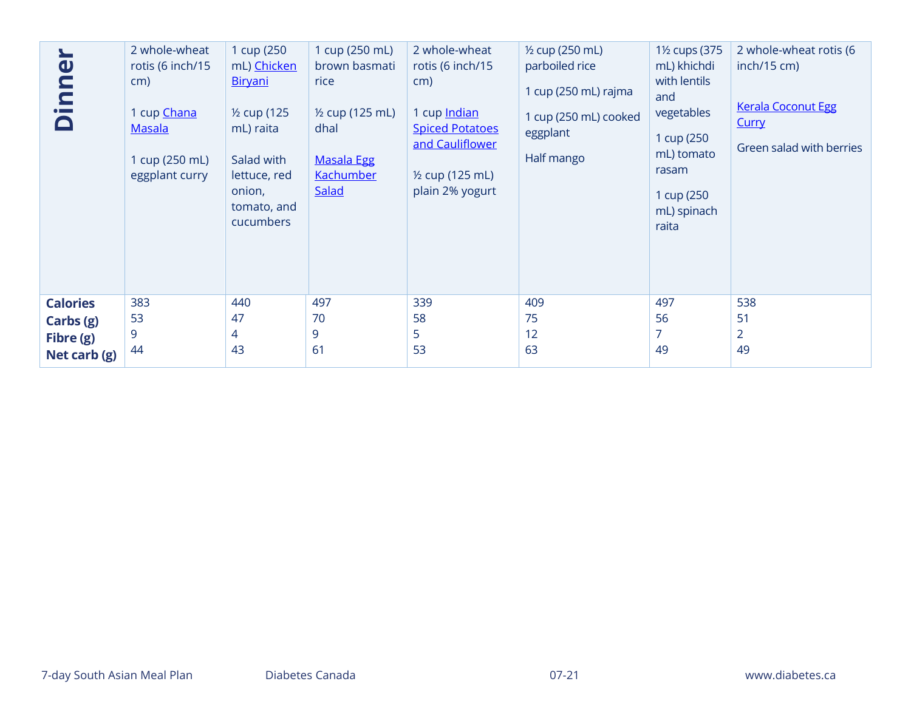| | | | | | | | |
|---|---|---|---|---|---|---|---|
| **Dinner** | 2 whole-wheat rotis (6 inch/15 cm)<br><br>1 cup Chana Masala<br><br>1 cup (250 mL) eggplant curry | 1 cup (250 mL) Chicken Biryani<br><br>½ cup (125 mL) raita<br><br>Salad with lettuce, red onion, tomato, and cucumbers | 1 cup (250 mL) brown basmati rice<br><br>½ cup (125 mL) dhal<br><br>Masala Egg Kachumber Salad | 2 whole-wheat rotis (6 inch/15 cm)<br><br>1 cup Indian Spiced Potatoes and Cauliflower<br><br>½ cup (125 mL) plain 2% yogurt | ½ cup (250 mL) parboiled rice<br><br>1 cup (250 mL) rajma<br><br>1 cup (250 mL) cooked eggplant<br><br>Half mango | 1½ cups (375 mL) khichdi with lentils and vegetables<br><br>1 cup (250 mL) tomato rasam<br><br>1 cup (250 mL) spinach raita | 2 whole-wheat rotis (6 inch/15 cm)<br><br>Kerala Coconut Egg Curry<br><br>Green salad with berries |
| **Calories** | 383 | 440 | 497 | 339 | 409 | 497 | 538 |
| **Carbs (g)** | 53 | 47 | 70 | 58 | 75 | 56 | 51 |
| **Fibre (g)** | 9 | 4 | 9 | 5 | 12 | 7 | 2 |
| **Net carb (g)** | 44 | 43 | 61 | 53 | 63 | 49 | 49 |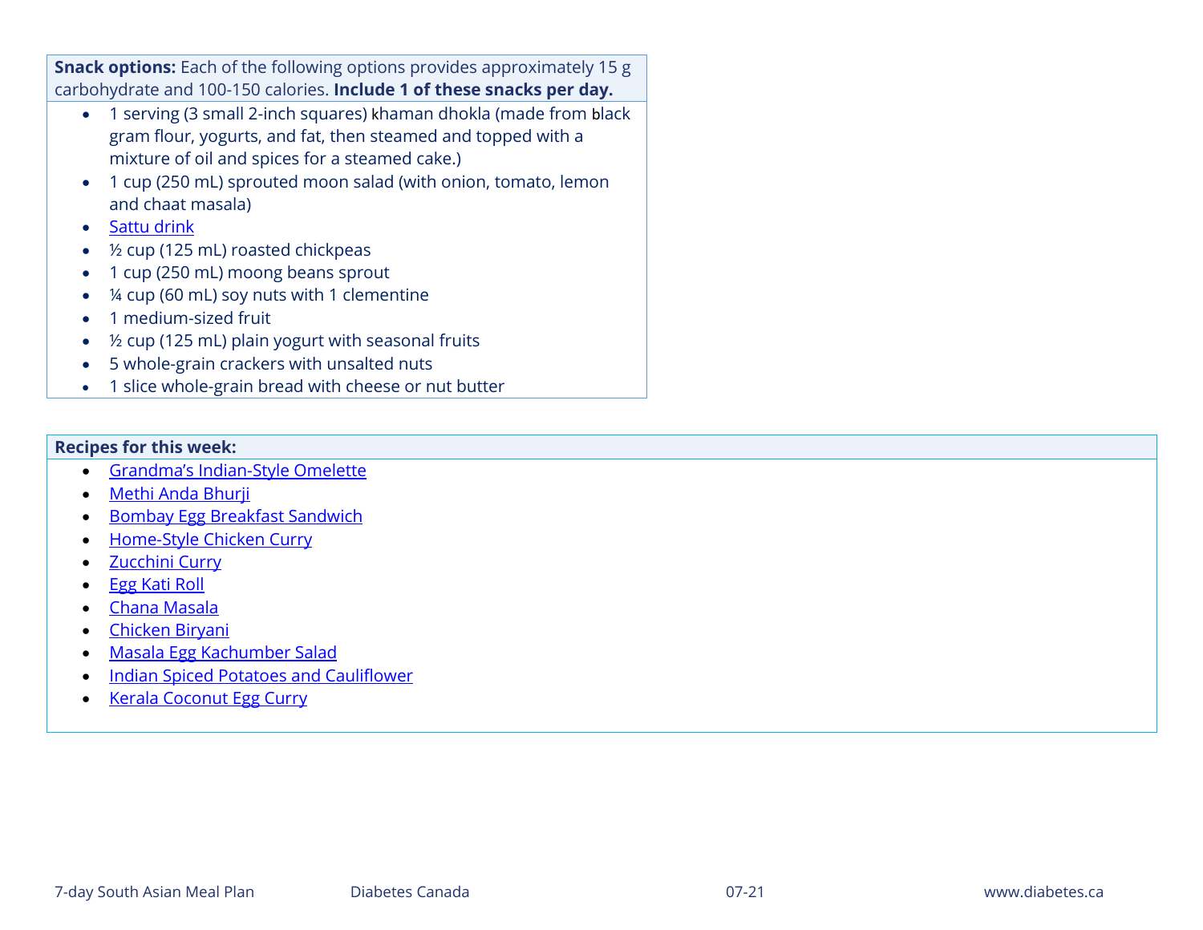**Snack options:** Each of the following options provides approximately 15 g carbohydrate and 100-150 calories. **Include 1 of these snacks per day.**

- 1 serving (3 small 2-inch squares) khaman dhokla (made from black gram flour, yogurts, and fat, then steamed and topped with a mixture of oil and spices for a steamed cake.)
- 1 cup (250 mL) sprouted moon salad (with onion, tomato, lemon and chaat masala)
- Sattu drink
- ½ cup (125 mL) roasted chickpeas
- 1 cup (250 mL) moong beans sprout
- ¼ cup (60 mL) soy nuts with 1 clementine
- 1 medium-sized fruit
- ½ cup (125 mL) plain yogurt with seasonal fruits
- 5 whole-grain crackers with unsalted nuts
- 1 slice whole-grain bread with cheese or nut butter

**Recipes for this week:**

- Grandma's Indian-Style Omelette
- Methi Anda Bhurji
- Bombay Egg Breakfast Sandwich
- Home-Style Chicken Curry
- Zucchini Curry
- Egg Kati Roll
- Chana Masala
- Chicken Biryani
- Masala Egg Kachumber Salad
- Indian Spiced Potatoes and Cauliflower
- Kerala Coconut Egg Curry